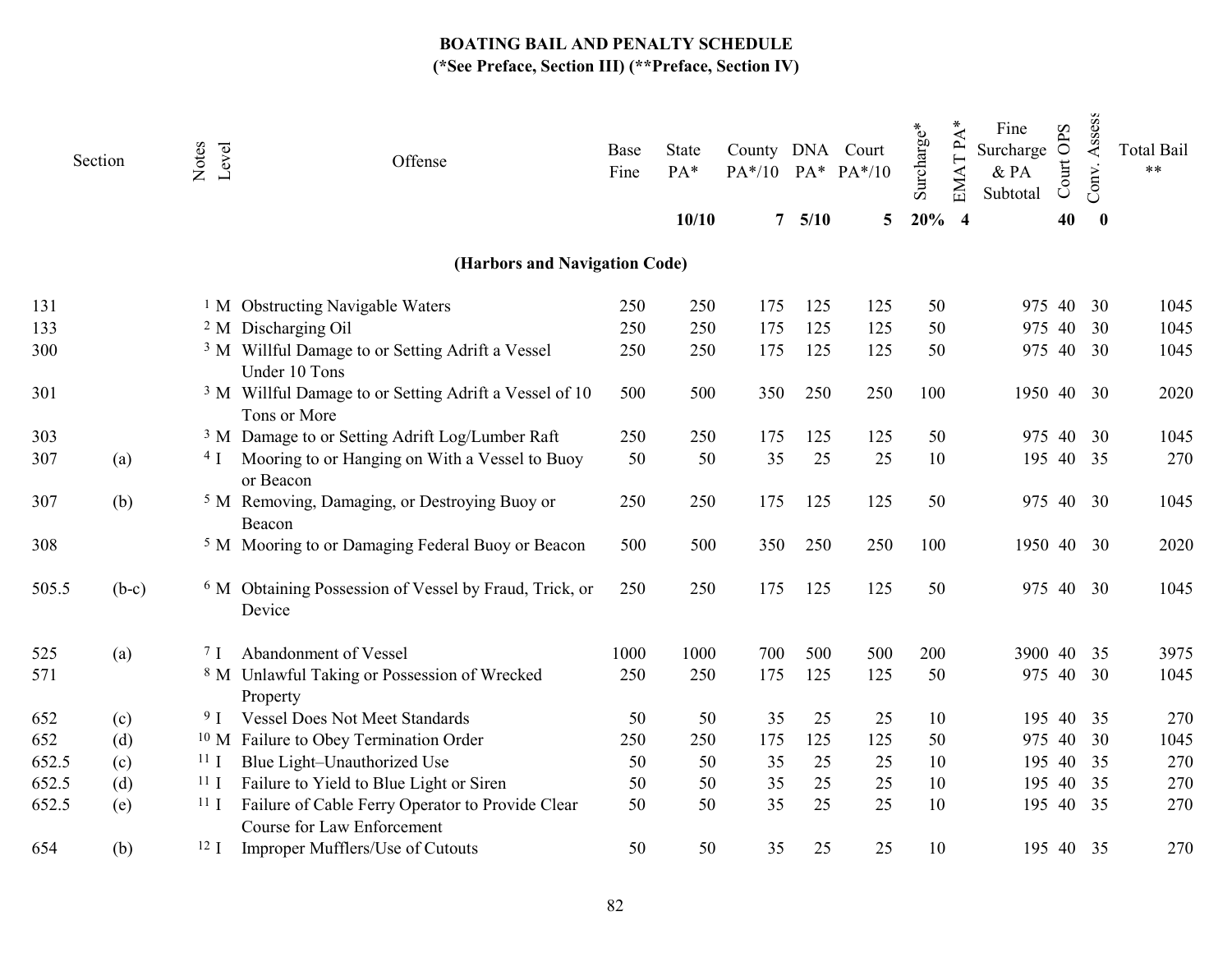# BOATING BAIL AND PENALTY SCHEDULE
## (*See Preface, Section III) (**Preface, Section IV)

| Section | | Notes | Level | Offense | Base Fine | State PA* | County PA*/10 | DNA PA* | Court PA*/10 | Surcharge* | EMAT PA* | Fine Surcharge & PA Subtotal | Court OPS | Conv. Assess | Total Bail ** |
|---|---|---|---|---|---|---|---|---|---|---|---|---|---|---|---|
| | | | | | | 10/10 | 7 | 5/10 | 5 | 20% | 4 | | 40 | 0 | |
| | | | | **(Harbors and Navigation Code)** | | | | | | | | | | | |
| 131 | | 1 | M | Obstructing Navigable Waters | 250 | 250 | 175 | 125 | 125 | 50 | | 975 | 40 | 30 | 1045 |
| 133 | | 2 | M | Discharging Oil | 250 | 250 | 175 | 125 | 125 | 50 | | 975 | 40 | 30 | 1045 |
| 300 | | 3 | M | Willful Damage to or Setting Adrift a Vessel Under 10 Tons | 250 | 250 | 175 | 125 | 125 | 50 | | 975 | 40 | 30 | 1045 |
| 301 | | 3 | M | Willful Damage to or Setting Adrift a Vessel of 10 Tons or More | 500 | 500 | 350 | 250 | 250 | 100 | | 1950 | 40 | 30 | 2020 |
| 303 | | 3 | M | Damage to or Setting Adrift Log/Lumber Raft | 250 | 250 | 175 | 125 | 125 | 50 | | 975 | 40 | 30 | 1045 |
| 307 | (a) | 4 | I | Mooring to or Hanging on With a Vessel to Buoy or Beacon | 50 | 50 | 35 | 25 | 25 | 10 | | 195 | 40 | 35 | 270 |
| 307 | (b) | 5 | M | Removing, Damaging, or Destroying Buoy or Beacon | 250 | 250 | 175 | 125 | 125 | 50 | | 975 | 40 | 30 | 1045 |
| 308 | | 5 | M | Mooring to or Damaging Federal Buoy or Beacon | 500 | 500 | 350 | 250 | 250 | 100 | | 1950 | 40 | 30 | 2020 |
| 505.5 | (b-c) | 6 | M | Obtaining Possession of Vessel by Fraud, Trick, or Device | 250 | 250 | 175 | 125 | 125 | 50 | | 975 | 40 | 30 | 1045 |
| 525 | (a) | 7 | I | Abandonment of Vessel | 1000 | 1000 | 700 | 500 | 500 | 200 | | 3900 | 40 | 35 | 3975 |
| 571 | | 8 | M | Unlawful Taking or Possession of Wrecked Property | 250 | 250 | 175 | 125 | 125 | 50 | | 975 | 40 | 30 | 1045 |
| 652 | (c) | 9 | I | Vessel Does Not Meet Standards | 50 | 50 | 35 | 25 | 25 | 10 | | 195 | 40 | 35 | 270 |
| 652 | (d) | 10 | M | Failure to Obey Termination Order | 250 | 250 | 175 | 125 | 125 | 50 | | 975 | 40 | 30 | 1045 |
| 652.5 | (c) | 11 | I | Blue Light–Unauthorized Use | 50 | 50 | 35 | 25 | 25 | 10 | | 195 | 40 | 35 | 270 |
| 652.5 | (d) | 11 | I | Failure to Yield to Blue Light or Siren | 50 | 50 | 35 | 25 | 25 | 10 | | 195 | 40 | 35 | 270 |
| 652.5 | (e) | 11 | I | Failure of Cable Ferry Operator to Provide Clear Course for Law Enforcement | 50 | 50 | 35 | 25 | 25 | 10 | | 195 | 40 | 35 | 270 |
| 654 | (b) | 12 | I | Improper Mufflers/Use of Cutouts | 50 | 50 | 35 | 25 | 25 | 10 | | 195 | 40 | 35 | 270 |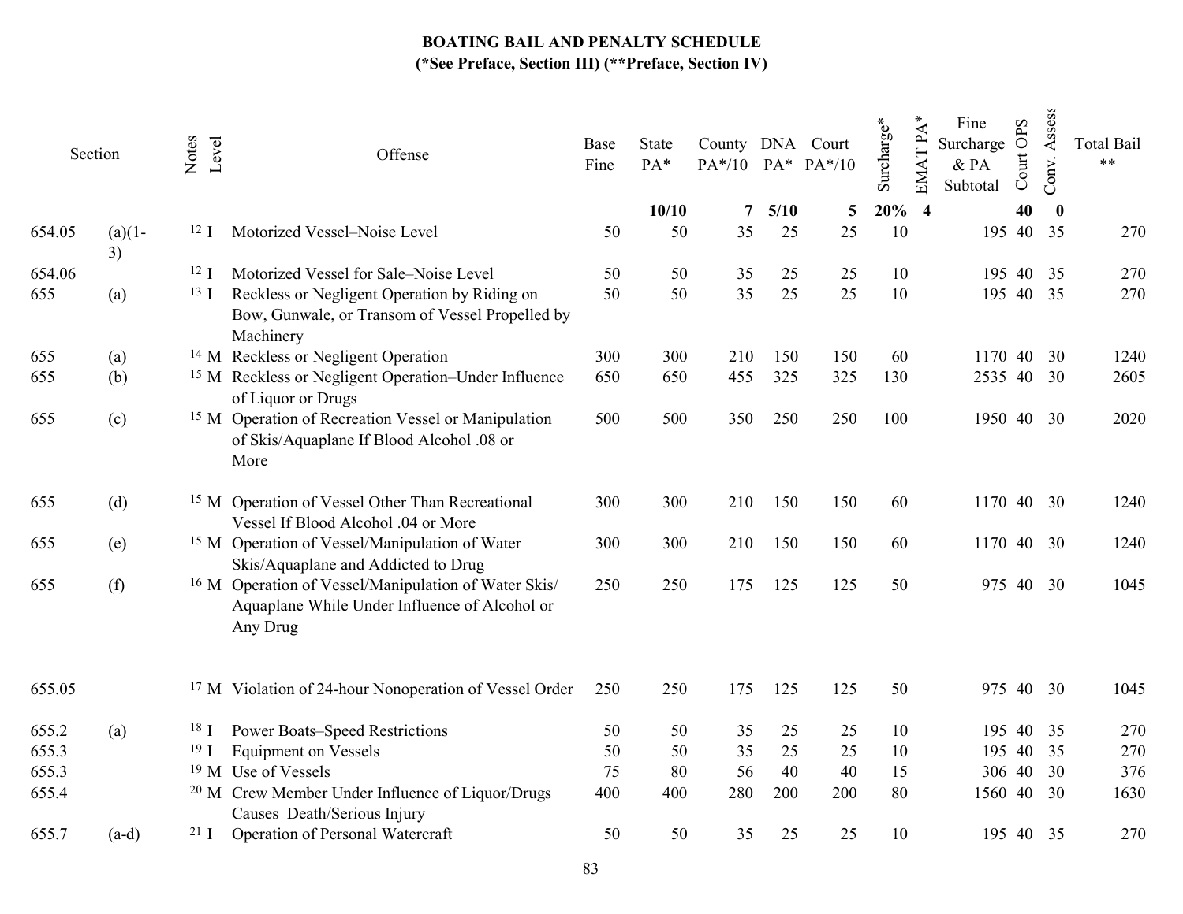# BOATING BAIL AND PENALTY SCHEDULE
**(*See Preface, Section III) (**Preface, Section IV)**

| Section | | Notes | Level | Offense | Base Fine | State PA* | County PA*/10 | DNA PA* | Court PA*/10 | Surcharge* | EMAT PA* | Fine Surcharge & PA Subtotal | Court OPS | Conv. Assess | Total Bail ** |
|---|---|---|---|---|---|---|---|---|---|---|---|---|---|---|---|
| | | | | | | **10/10** | **7** | **5/10** | **5** | **20%** | **4** | | **40** | **0** | |
| 654.05 | (a)(1-3) | 12 | I | Motorized Vessel–Noise Level | 50 | 50 | 35 | 25 | 25 | 10 | | 195 | 40 | 35 | 270 |
| 654.06 | | 12 | I | Motorized Vessel for Sale–Noise Level | 50 | 50 | 35 | 25 | 25 | 10 | | 195 | 40 | 35 | 270 |
| 655 | (a) | 13 | I | Reckless or Negligent Operation by Riding on Bow, Gunwale, or Transom of Vessel Propelled by Machinery | 50 | 50 | 35 | 25 | 25 | 10 | | 195 | 40 | 35 | 270 |
| 655 | (a) | 14 | M | Reckless or Negligent Operation | 300 | 300 | 210 | 150 | 150 | 60 | | 1170 | 40 | 30 | 1240 |
| 655 | (b) | 15 | M | Reckless or Negligent Operation–Under Influence of Liquor or Drugs | 650 | 650 | 455 | 325 | 325 | 130 | | 2535 | 40 | 30 | 2605 |
| 655 | (c) | 15 | M | Operation of Recreation Vessel or Manipulation of Skis/Aquaplane If Blood Alcohol .08 or More | 500 | 500 | 350 | 250 | 250 | 100 | | 1950 | 40 | 30 | 2020 |
| 655 | (d) | 15 | M | Operation of Vessel Other Than Recreational Vessel If Blood Alcohol .04 or More | 300 | 300 | 210 | 150 | 150 | 60 | | 1170 | 40 | 30 | 1240 |
| 655 | (e) | 15 | M | Operation of Vessel/Manipulation of Water Skis/Aquaplane and Addicted to Drug | 300 | 300 | 210 | 150 | 150 | 60 | | 1170 | 40 | 30 | 1240 |
| 655 | (f) | 16 | M | Operation of Vessel/Manipulation of Water Skis/ Aquaplane While Under Influence of Alcohol or Any Drug | 250 | 250 | 175 | 125 | 125 | 50 | | 975 | 40 | 30 | 1045 |
| 655.05 | | 17 | M | Violation of 24-hour Nonoperation of Vessel Order | 250 | 250 | 175 | 125 | 125 | 50 | | 975 | 40 | 30 | 1045 |
| 655.2 | (a) | 18 | I | Power Boats–Speed Restrictions | 50 | 50 | 35 | 25 | 25 | 10 | | 195 | 40 | 35 | 270 |
| 655.3 | | 19 | I | Equipment on Vessels | 50 | 50 | 35 | 25 | 25 | 10 | | 195 | 40 | 35 | 270 |
| 655.3 | | 19 | M | Use of Vessels | 75 | 80 | 56 | 40 | 40 | 15 | | 306 | 40 | 30 | 376 |
| 655.4 | | 20 | M | Crew Member Under Influence of Liquor/Drugs Causes Death/Serious Injury | 400 | 400 | 280 | 200 | 200 | 80 | | 1560 | 40 | 30 | 1630 |
| 655.7 | (a-d) | 21 | I | Operation of Personal Watercraft | 50 | 50 | 35 | 25 | 25 | 10 | | 195 | 40 | 35 | 270 |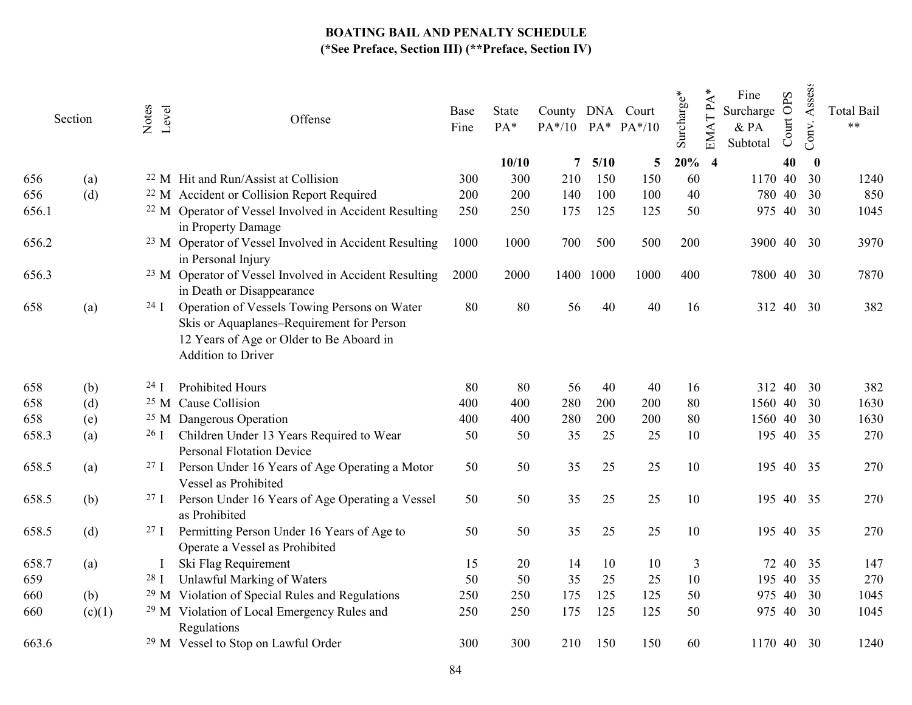# BOATING BAIL AND PENALTY SCHEDULE

**(*See Preface, Section III) (**Preface, Section IV)**

| Section | | Notes | Level | Offense | Base Fine | State PA* | County PA*/10 | DNA PA* | Court PA*/10 | Surcharge* | EMAT PA* | Fine Surcharge & PA Subtotal | Court OPS | Conv. Assess | Total Bail ** |
|---|---|---|---|---|---|---|---|---|---|---|---|---|---|---|---|
| | | | | | | **10/10** | **7** | **5/10** | **5** | **20%** | **4** | | **40** | **0** | |
| 656 | (a) | 22 | M | Hit and Run/Assist at Collision | 300 | 300 | 210 | 150 | 150 | 60 | | 1170 | 40 | 30 | 1240 |
| 656 | (d) | 22 | M | Accident or Collision Report Required | 200 | 200 | 140 | 100 | 100 | 40 | | 780 | 40 | 30 | 850 |
| 656.1 | | 22 | M | Operator of Vessel Involved in Accident Resulting in Property Damage | 250 | 250 | 175 | 125 | 125 | 50 | | 975 | 40 | 30 | 1045 |
| 656.2 | | 23 | M | Operator of Vessel Involved in Accident Resulting in Personal Injury | 1000 | 1000 | 700 | 500 | 500 | 200 | | 3900 | 40 | 30 | 3970 |
| 656.3 | | 23 | M | Operator of Vessel Involved in Accident Resulting in Death or Disappearance | 2000 | 2000 | 1400 | 1000 | 1000 | 400 | | 7800 | 40 | 30 | 7870 |
| 658 | (a) | 24 | I | Operation of Vessels Towing Persons on Water Skis or Aquaplanes–Requirement for Person 12 Years of Age or Older to Be Aboard in Addition to Driver | 80 | 80 | 56 | 40 | 40 | 16 | | 312 | 40 | 30 | 382 |
| 658 | (b) | 24 | I | Prohibited Hours | 80 | 80 | 56 | 40 | 40 | 16 | | 312 | 40 | 30 | 382 |
| 658 | (d) | 25 | M | Cause Collision | 400 | 400 | 280 | 200 | 200 | 80 | | 1560 | 40 | 30 | 1630 |
| 658 | (e) | 25 | M | Dangerous Operation | 400 | 400 | 280 | 200 | 200 | 80 | | 1560 | 40 | 30 | 1630 |
| 658.3 | (a) | 26 | I | Children Under 13 Years Required to Wear Personal Flotation Device | 50 | 50 | 35 | 25 | 25 | 10 | | 195 | 40 | 35 | 270 |
| 658.5 | (a) | 27 | I | Person Under 16 Years of Age Operating a Motor Vessel as Prohibited | 50 | 50 | 35 | 25 | 25 | 10 | | 195 | 40 | 35 | 270 |
| 658.5 | (b) | 27 | I | Person Under 16 Years of Age Operating a Vessel as Prohibited | 50 | 50 | 35 | 25 | 25 | 10 | | 195 | 40 | 35 | 270 |
| 658.5 | (d) | 27 | I | Permitting Person Under 16 Years of Age to Operate a Vessel as Prohibited | 50 | 50 | 35 | 25 | 25 | 10 | | 195 | 40 | 35 | 270 |
| 658.7 | (a) | | I | Ski Flag Requirement | 15 | 20 | 14 | 10 | 10 | 3 | | 72 | 40 | 35 | 147 |
| 659 | | 28 | I | Unlawful Marking of Waters | 50 | 50 | 35 | 25 | 25 | 10 | | 195 | 40 | 35 | 270 |
| 660 | (b) | 29 | M | Violation of Special Rules and Regulations | 250 | 250 | 175 | 125 | 125 | 50 | | 975 | 40 | 30 | 1045 |
| 660 | (c)(1) | 29 | M | Violation of Local Emergency Rules and Regulations | 250 | 250 | 175 | 125 | 125 | 50 | | 975 | 40 | 30 | 1045 |
| 663.6 | | 29 | M | Vessel to Stop on Lawful Order | 300 | 300 | 210 | 150 | 150 | 60 | | 1170 | 40 | 30 | 1240 |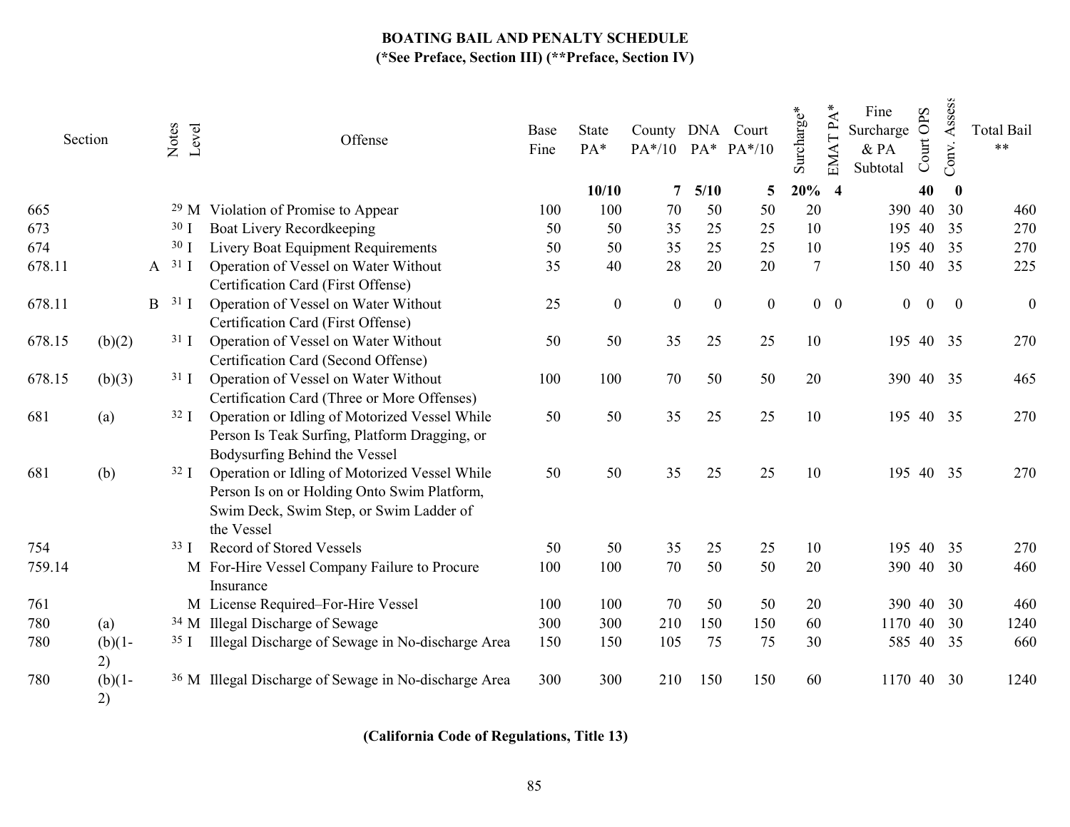## BOATING BAIL AND PENALTY SCHEDULE
### (*See Preface, Section III) (**Preface, Section IV)

| Section | | | Notes | Level | Offense | Base Fine | State PA* | County PA*/10 | DNA PA* | Court PA*/10 | Surcharge* | EMAT PA* | Fine Surcharge & PA Subtotal | Court OPS | Conv. Assess | Total Bail ** |
|---|---|---|---|---|---|---|---|---|---|---|---|---|---|---|---|---|
| | | | | | | | **10/10** | **7** | **5/10** | **5** | **20%** | **4** | | **40** | **0** | |
| 665 | | | 29 | M | Violation of Promise to Appear | 100 | 100 | 70 | 50 | 50 | 20 | | 390 | 40 | 30 | 460 |
| 673 | | | 30 | I | Boat Livery Recordkeeping | 50 | 50 | 35 | 25 | 25 | 10 | | 195 | 40 | 35 | 270 |
| 674 | | | 30 | I | Livery Boat Equipment Requirements | 50 | 50 | 35 | 25 | 25 | 10 | | 195 | 40 | 35 | 270 |
| 678.11 | | A | 31 | I | Operation of Vessel on Water Without Certification Card (First Offense) | 35 | 40 | 28 | 20 | 20 | 7 | | 150 | 40 | 35 | 225 |
| 678.11 | | B | 31 | I | Operation of Vessel on Water Without Certification Card (First Offense) | 25 | 0 | 0 | 0 | 0 | 0 | 0 | 0 | 0 | 0 | 0 |
| 678.15 | (b)(2) | | 31 | I | Operation of Vessel on Water Without Certification Card (Second Offense) | 50 | 50 | 35 | 25 | 25 | 10 | | 195 | 40 | 35 | 270 |
| 678.15 | (b)(3) | | 31 | I | Operation of Vessel on Water Without Certification Card (Three or More Offenses) | 100 | 100 | 70 | 50 | 50 | 20 | | 390 | 40 | 35 | 465 |
| 681 | (a) | | 32 | I | Operation or Idling of Motorized Vessel While Person Is Teak Surfing, Platform Dragging, or Bodysurfing Behind the Vessel | 50 | 50 | 35 | 25 | 25 | 10 | | 195 | 40 | 35 | 270 |
| 681 | (b) | | 32 | I | Operation or Idling of Motorized Vessel While Person Is on or Holding Onto Swim Platform, Swim Deck, Swim Step, or Swim Ladder of the Vessel | 50 | 50 | 35 | 25 | 25 | 10 | | 195 | 40 | 35 | 270 |
| 754 | | | 33 | I | Record of Stored Vessels | 50 | 50 | 35 | 25 | 25 | 10 | | 195 | 40 | 35 | 270 |
| 759.14 | | | | M | For-Hire Vessel Company Failure to Procure Insurance | 100 | 100 | 70 | 50 | 50 | 20 | | 390 | 40 | 30 | 460 |
| 761 | | | | M | License Required–For-Hire Vessel | 100 | 100 | 70 | 50 | 50 | 20 | | 390 | 40 | 30 | 460 |
| 780 | (a) | | 34 | M | Illegal Discharge of Sewage | 300 | 300 | 210 | 150 | 150 | 60 | | 1170 | 40 | 30 | 1240 |
| 780 | (b)(1-2) | | 35 | I | Illegal Discharge of Sewage in No-discharge Area | 150 | 150 | 105 | 75 | 75 | 30 | | 585 | 40 | 35 | 660 |
| 780 | (b)(1-2) | | 36 | M | Illegal Discharge of Sewage in No-discharge Area | 300 | 300 | 210 | 150 | 150 | 60 | | 1170 | 40 | 30 | 1240 |

**(California Code of Regulations, Title 13)**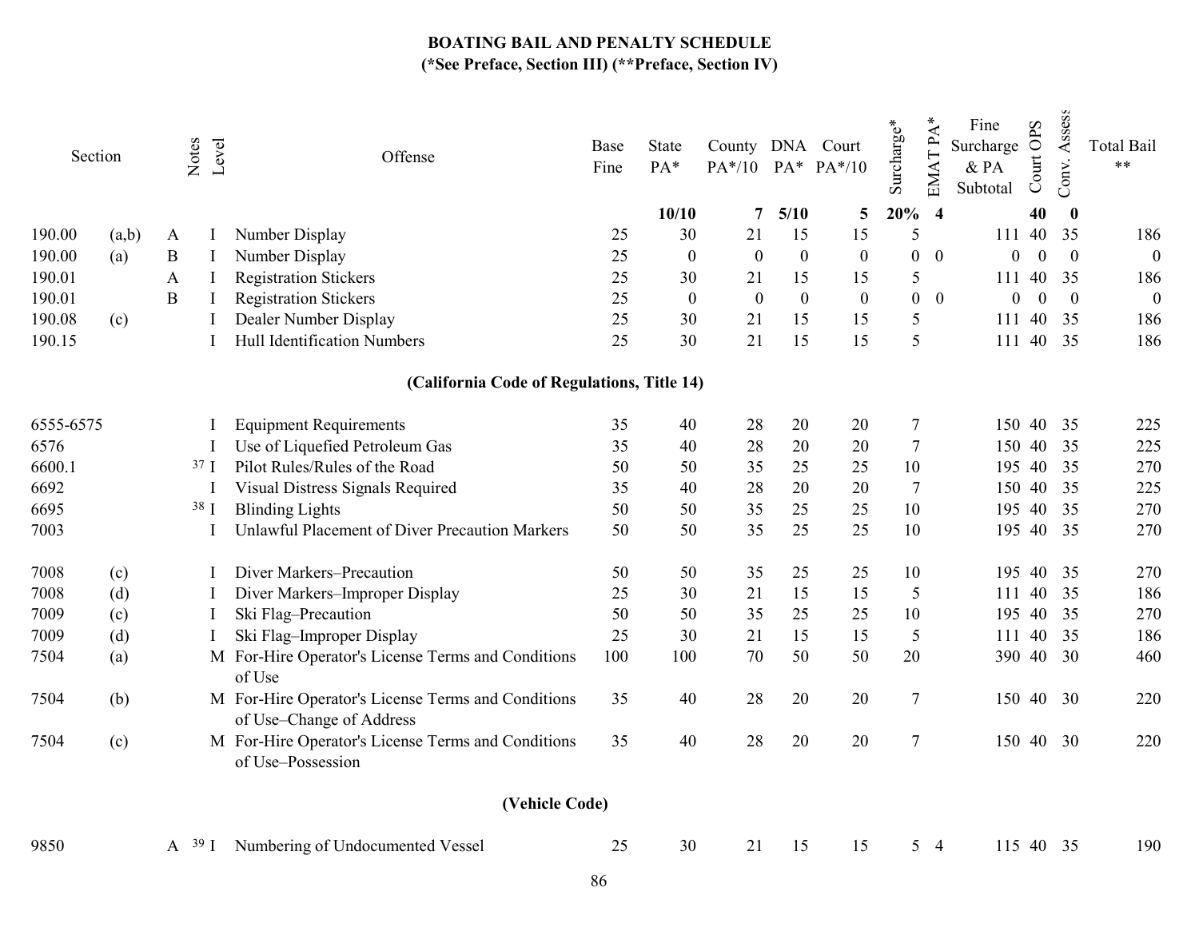# BOATING BAIL AND PENALTY SCHEDULE
**(*See Preface, Section III) (**Preface, Section IV)**

| Section | | Notes | Level | Offense | Base Fine | State PA* | County PA*/10 | DNA PA* | Court PA*/10 | Surcharge* | EMAT PA* | Fine Surcharge & PA Subtotal | Court OPS | Conv. Assess | Total Bail ** |
|---|---|---|---|---|---|---|---|---|---|---|---|---|---|---|---|
| | | | | | | 10/10 | 7 | 5/10 | 5 | 20% | 4 | | 40 | 0 | |
| 190.00 | (a,b) | A | I | Number Display | 25 | 30 | 21 | 15 | 15 | 5 | | 111 | 40 | 35 | 186 |
| 190.00 | (a) | B | I | Number Display | 25 | 0 | 0 | 0 | 0 | 0 | 0 | 0 | 0 | 0 | 0 |
| 190.01 | | A | I | Registration Stickers | 25 | 30 | 21 | 15 | 15 | 5 | | 111 | 40 | 35 | 186 |
| 190.01 | | B | I | Registration Stickers | 25 | 0 | 0 | 0 | 0 | 0 | 0 | 0 | 0 | 0 | 0 |
| 190.08 | (c) | | I | Dealer Number Display | 25 | 30 | 21 | 15 | 15 | 5 | | 111 | 40 | 35 | 186 |
| 190.15 | | | I | Hull Identification Numbers | 25 | 30 | 21 | 15 | 15 | 5 | | 111 | 40 | 35 | 186 |
| | | | | **(California Code of Regulations, Title 14)** | | | | | | | | | | | |
| 6555-6575 | | | I | Equipment Requirements | 35 | 40 | 28 | 20 | 20 | 7 | | 150 | 40 | 35 | 225 |
| 6576 | | | I | Use of Liquefied Petroleum Gas | 35 | 40 | 28 | 20 | 20 | 7 | | 150 | 40 | 35 | 225 |
| 6600.1 | | 37 | I | Pilot Rules/Rules of the Road | 50 | 50 | 35 | 25 | 25 | 10 | | 195 | 40 | 35 | 270 |
| 6692 | | | I | Visual Distress Signals Required | 35 | 40 | 28 | 20 | 20 | 7 | | 150 | 40 | 35 | 225 |
| 6695 | | 38 | I | Blinding Lights | 50 | 50 | 35 | 25 | 25 | 10 | | 195 | 40 | 35 | 270 |
| 7003 | | | I | Unlawful Placement of Diver Precaution Markers | 50 | 50 | 35 | 25 | 25 | 10 | | 195 | 40 | 35 | 270 |
| 7008 | (c) | | I | Diver Markers–Precaution | 50 | 50 | 35 | 25 | 25 | 10 | | 195 | 40 | 35 | 270 |
| 7008 | (d) | | I | Diver Markers–Improper Display | 25 | 30 | 21 | 15 | 15 | 5 | | 111 | 40 | 35 | 186 |
| 7009 | (c) | | I | Ski Flag–Precaution | 50 | 50 | 35 | 25 | 25 | 10 | | 195 | 40 | 35 | 270 |
| 7009 | (d) | | I | Ski Flag–Improper Display | 25 | 30 | 21 | 15 | 15 | 5 | | 111 | 40 | 35 | 186 |
| 7504 | (a) | | M | For-Hire Operator's License Terms and Conditions of Use | 100 | 100 | 70 | 50 | 50 | 20 | | 390 | 40 | 30 | 460 |
| 7504 | (b) | | M | For-Hire Operator's License Terms and Conditions of Use–Change of Address | 35 | 40 | 28 | 20 | 20 | 7 | | 150 | 40 | 30 | 220 |
| 7504 | (c) | | M | For-Hire Operator's License Terms and Conditions of Use–Possession | 35 | 40 | 28 | 20 | 20 | 7 | | 150 | 40 | 30 | 220 |
| | | | | **(Vehicle Code)** | | | | | | | | | | | |
| 9850 | | A | 39 I | Numbering of Undocumented Vessel | 25 | 30 | 21 | 15 | 15 | 5 | 4 | 115 | 40 | 35 | 190 |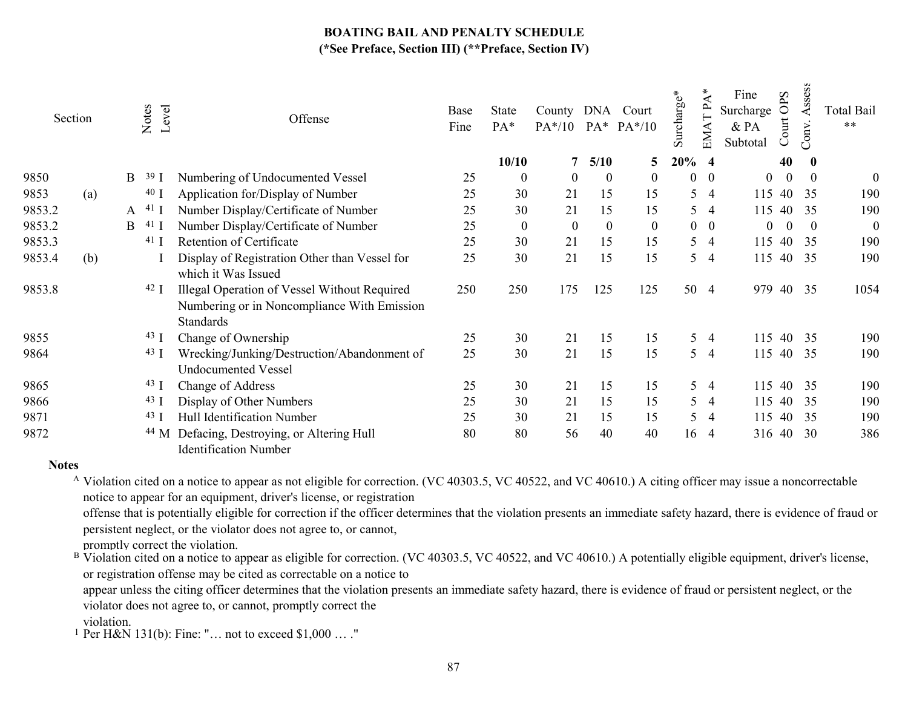# BOATING BAIL AND PENALTY SCHEDULE

## (*See Preface, Section III) (**Preface, Section IV)

| Section | | Notes | Level | Offense | Base Fine | State PA* | County PA*/10 | DNA PA* | Court PA*/10 | Surcharge* | EMAT PA* | Fine Surcharge & PA Subtotal | Court OPS | Conv. Assess | Total Bail ** |
|---|---|---|---|---|---|---|---|---|---|---|---|---|---|---|---|
| | | | | | | 10/10 | 7 | 5/10 | 5 | 20% | 4 | | 40 | 0 | |
| 9850 | | B [39] | I | Numbering of Undocumented Vessel | 25 | 0 | 0 | 0 | 0 | 0 | 0 | 0 | 0 | 0 | 0 |
| 9853 | (a) | [40] | I | Application for/Display of Number | 25 | 30 | 21 | 15 | 15 | 5 | 4 | 115 | 40 | 35 | 190 |
| 9853.2 | | A [41] | I | Number Display/Certificate of Number | 25 | 30 | 21 | 15 | 15 | 5 | 4 | 115 | 40 | 35 | 190 |
| 9853.2 | | B [41] | I | Number Display/Certificate of Number | 25 | 0 | 0 | 0 | 0 | 0 | 0 | 0 | 0 | 0 | 0 |
| 9853.3 | | [41] | I | Retention of Certificate | 25 | 30 | 21 | 15 | 15 | 5 | 4 | 115 | 40 | 35 | 190 |
| 9853.4 | (b) | | I | Display of Registration Other than Vessel for which it Was Issued | 25 | 30 | 21 | 15 | 15 | 5 | 4 | 115 | 40 | 35 | 190 |
| 9853.8 | | [42] | I | Illegal Operation of Vessel Without Required Numbering or in Noncompliance With Emission Standards | 250 | 250 | 175 | 125 | 125 | 50 | 4 | 979 | 40 | 35 | 1054 |
| 9855 | | [43] | I | Change of Ownership | 25 | 30 | 21 | 15 | 15 | 5 | 4 | 115 | 40 | 35 | 190 |
| 9864 | | [43] | I | Wrecking/Junking/Destruction/Abandonment of Undocumented Vessel | 25 | 30 | 21 | 15 | 15 | 5 | 4 | 115 | 40 | 35 | 190 |
| 9865 | | [43] | I | Change of Address | 25 | 30 | 21 | 15 | 15 | 5 | 4 | 115 | 40 | 35 | 190 |
| 9866 | | [43] | I | Display of Other Numbers | 25 | 30 | 21 | 15 | 15 | 5 | 4 | 115 | 40 | 35 | 190 |
| 9871 | | [43] | I | Hull Identification Number | 25 | 30 | 21 | 15 | 15 | 5 | 4 | 115 | 40 | 35 | 190 |
| 9872 | | [44] | M | Defacing, Destroying, or Altering Hull Identification Number | 80 | 80 | 56 | 40 | 40 | 16 | 4 | 316 | 40 | 30 | 386 |

**Notes**

[A] Violation cited on a notice to appear as not eligible for correction. (VC 40303.5, VC 40522, and VC 40610.) A citing officer may issue a noncorrectable notice to appear for an equipment, driver's license, or registration offense that is potentially eligible for correction if the officer determines that the violation presents an immediate safety hazard, there is evidence of fraud or persistent neglect, or the violator does not agree to, or cannot, promptly correct the violation.

[B] Violation cited on a notice to appear as eligible for correction. (VC 40303.5, VC 40522, and VC 40610.) A potentially eligible equipment, driver's license, or registration offense may be cited as correctable on a notice to appear unless the citing officer determines that the violation presents an immediate safety hazard, there is evidence of fraud or persistent neglect, or the violator does not agree to, or cannot, promptly correct the violation.

[1] Per H&N 131(b): Fine: "… not to exceed $1,000 … ."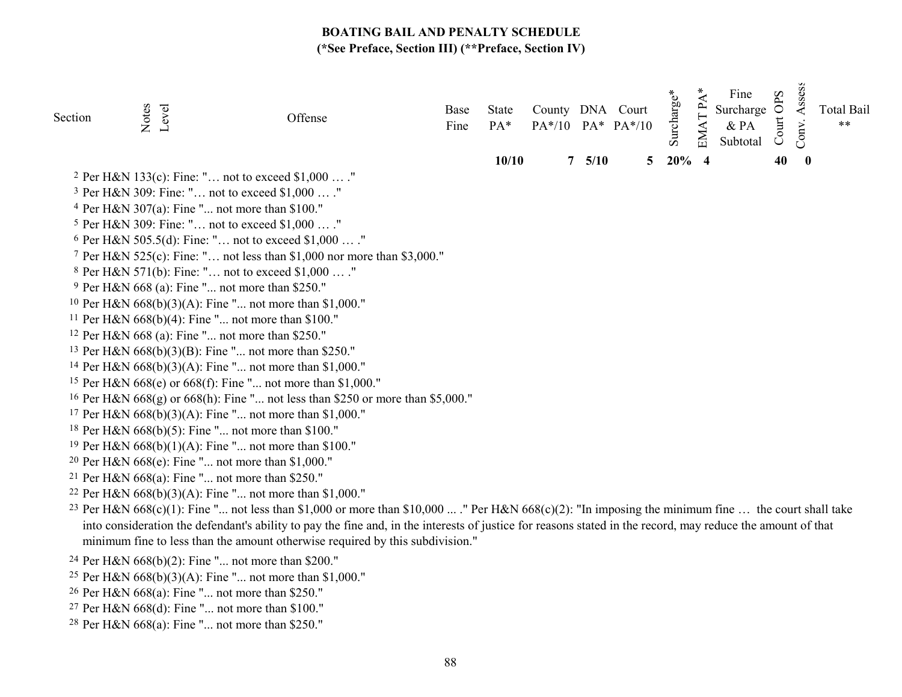## BOATING BAIL AND PENALTY SCHEDULE

**(*See Preface, Section III) (**Preface, Section IV)**

| Section | Notes | Level | Offense | Base Fine | State PA* | County PA*/10 | DNA PA* | Court PA*/10 | Surcharge* | EMAT PA* | Fine Surcharge & PA Subtotal | Court OPS | Conv. Assess | Total Bail ** |
|---|---|---|---|---|---|---|---|---|---|---|---|---|---|---|
| | | | | | **10/10** | **7** | **5/10** | **5** | **20%** | **4** | | **40** | **0** | |

[2] Per H&N 133(c): Fine: "… not to exceed $1,000 … ."

[3] Per H&N 309: Fine: "… not to exceed $1,000 … ."

[4] Per H&N 307(a): Fine "... not more than $100."

[5] Per H&N 309: Fine: "… not to exceed $1,000 … ."

[6] Per H&N 505.5(d): Fine: "… not to exceed $1,000 … ."

[7] Per H&N 525(c): Fine: "… not less than $1,000 nor more than $3,000."

[8] Per H&N 571(b): Fine: "… not to exceed $1,000 … ."

[9] Per H&N 668 (a): Fine "... not more than $250."

[10] Per H&N 668(b)(3)(A): Fine "... not more than $1,000."

[11] Per H&N 668(b)(4): Fine "... not more than $100."

[12] Per H&N 668 (a): Fine "... not more than $250."

[13] Per H&N 668(b)(3)(B): Fine "... not more than $250."

[14] Per H&N 668(b)(3)(A): Fine "... not more than $1,000."

[15] Per H&N 668(e) or 668(f): Fine "... not more than $1,000."

[16] Per H&N 668(g) or 668(h): Fine "... not less than $250 or more than $5,000."

[17] Per H&N 668(b)(3)(A): Fine "... not more than $1,000."

[18] Per H&N 668(b)(5): Fine "... not more than $100."

[19] Per H&N 668(b)(1)(A): Fine "... not more than $100."

[20] Per H&N 668(e): Fine "... not more than $1,000."

[21] Per H&N 668(a): Fine "... not more than $250."

[22] Per H&N 668(b)(3)(A): Fine "... not more than $1,000."

[23] Per H&N 668(c)(1): Fine "... not less than $1,000 or more than $10,000 ... ." Per H&N 668(c)(2): "In imposing the minimum fine … the court shall take into consideration the defendant's ability to pay the fine and, in the interests of justice for reasons stated in the record, may reduce the amount of that minimum fine to less than the amount otherwise required by this subdivision."

[24] Per H&N 668(b)(2): Fine "... not more than $200."

[25] Per H&N 668(b)(3)(A): Fine "... not more than $1,000."

[26] Per H&N 668(a): Fine "... not more than $250."

[27] Per H&N 668(d): Fine "... not more than $100."

[28] Per H&N 668(a): Fine "... not more than $250."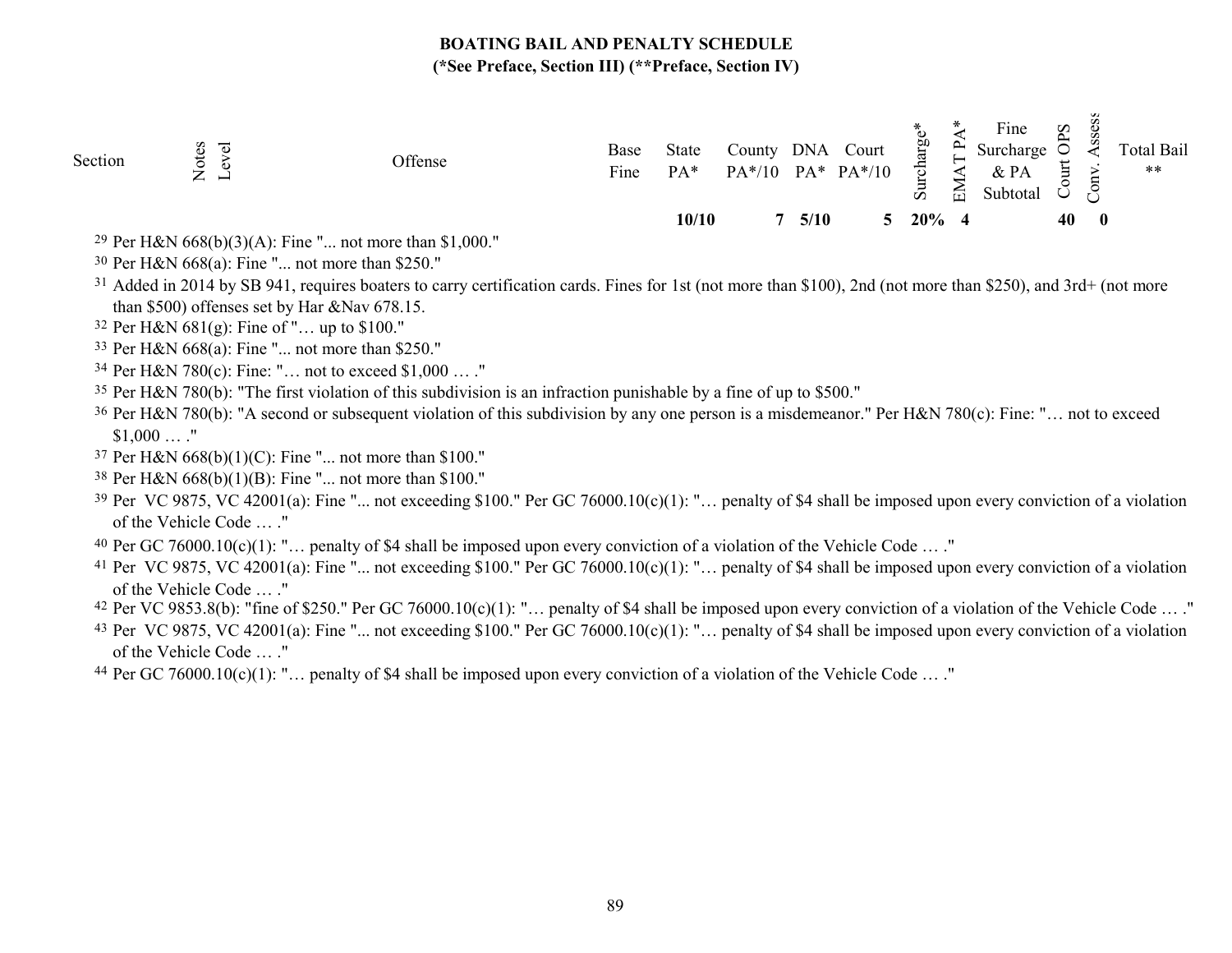# BOATING BAIL AND PENALTY SCHEDULE

**(*See Preface, Section III) (**Preface, Section IV)**

| Section | Notes | Level | Offense | Base Fine | State PA* | County PA*/10 | DNA PA* | Court PA*/10 | Surcharge* | EMAT PA* | Fine Surcharge & PA Subtotal | Court OPS | Conv. Assess | Total Bail ** |
|---|---|---|---|---|---|---|---|---|---|---|---|---|---|---|
| | | | | | **10/10** | **7** | **5/10** | **5** | **20%** | **4** | | **40** | **0** | |

[29] Per H&N 668(b)(3)(A): Fine "... not more than $1,000."

[30] Per H&N 668(a): Fine "... not more than $250."

[31] Added in 2014 by SB 941, requires boaters to carry certification cards. Fines for 1st (not more than $100), 2nd (not more than $250), and 3rd+ (not more than $500) offenses set by Har &Nav 678.15.

[32] Per H&N 681(g): Fine of "… up to $100."

[33] Per H&N 668(a): Fine "... not more than $250."

[34] Per H&N 780(c): Fine: "… not to exceed $1,000 … ."

[35] Per H&N 780(b): "The first violation of this subdivision is an infraction punishable by a fine of up to $500."

[36] Per H&N 780(b): "A second or subsequent violation of this subdivision by any one person is a misdemeanor." Per H&N 780(c): Fine: "… not to exceed $1,000 … ."

[37] Per H&N 668(b)(1)(C): Fine "... not more than $100."

[38] Per H&N 668(b)(1)(B): Fine "... not more than $100."

[39] Per VC 9875, VC 42001(a): Fine "... not exceeding $100." Per GC 76000.10(c)(1): "… penalty of $4 shall be imposed upon every conviction of a violation of the Vehicle Code … ."

[40] Per GC 76000.10(c)(1): "… penalty of $4 shall be imposed upon every conviction of a violation of the Vehicle Code … ."

[41] Per VC 9875, VC 42001(a): Fine "... not exceeding $100." Per GC 76000.10(c)(1): "… penalty of $4 shall be imposed upon every conviction of a violation of the Vehicle Code … ."

[42] Per VC 9853.8(b): "fine of $250." Per GC 76000.10(c)(1): "… penalty of $4 shall be imposed upon every conviction of a violation of the Vehicle Code … ."

[43] Per VC 9875, VC 42001(a): Fine "... not exceeding $100." Per GC 76000.10(c)(1): "… penalty of $4 shall be imposed upon every conviction of a violation of the Vehicle Code … ."

[44] Per GC 76000.10(c)(1): "… penalty of $4 shall be imposed upon every conviction of a violation of the Vehicle Code … ."